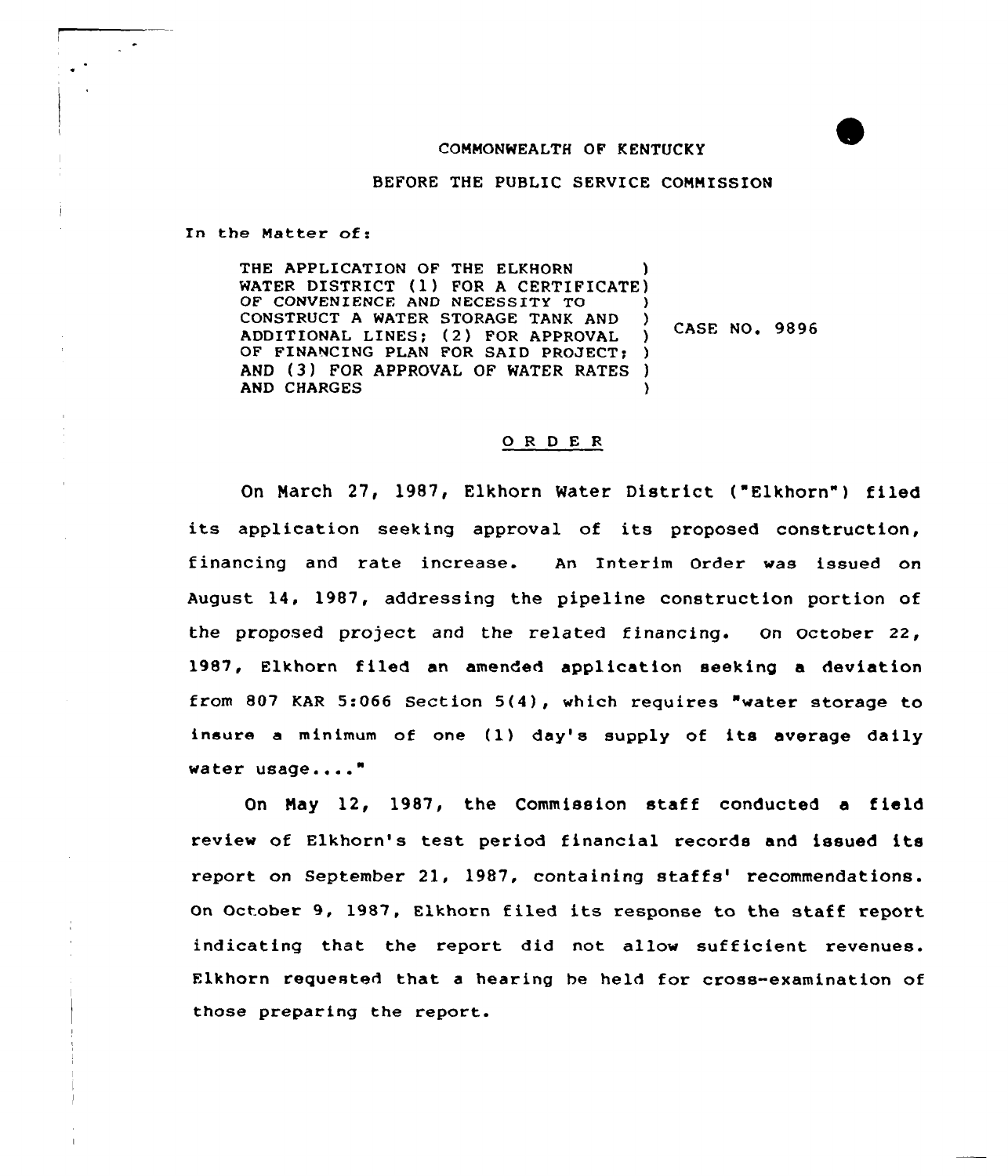COMMONWEALTH OF KENTUCKY

BEFORE THE PUBLIC SERVICE COMMISSION

In the Matter of:

THE APPLICATION OF THE ELKHORN WATER DISTRICT (1) FOR A CERTIFICATE OF CONVENIENCE AND NECESSITY TO CONSTRUCT A WATER STORAGE TANK AND ADDITIONAL LINES; (2) FOR APPROVAL OF FINANCING PLAN FOR SAID PROJECT; AND (3) FOR APPROVAL OF WATER RATES AND CHARGES

CASE NO. 9896

## O R D E R

On March 27, 1987, Elkhorn Water District ("Elkhorn") filed its application seeking approval of its proposed construction, financing and rate increase. An Interim Order was issued on August 14, 1987, addressing the pipeline construction portion of the proposed project and the related financing. On October 22, 1987, Elkhorn filed an amended application seeking a deviation from 807 KAR 5:066 Section 5(4), which requires "water storage to insure a minimum of one (1) day's supply of its average daily water usage...."

On May 12, 1987, the Commission staff conducted a field review of Elkhorn's test period financial records and issued its report on September 21, 1987, containing staffs' recommendations. On October 9, 1987, Elkhorn filed its response to the staff report indicating that the report did not allow sufficient revenues. Elkhorn requested that a hearing be held for cross-examination of those preparing the report.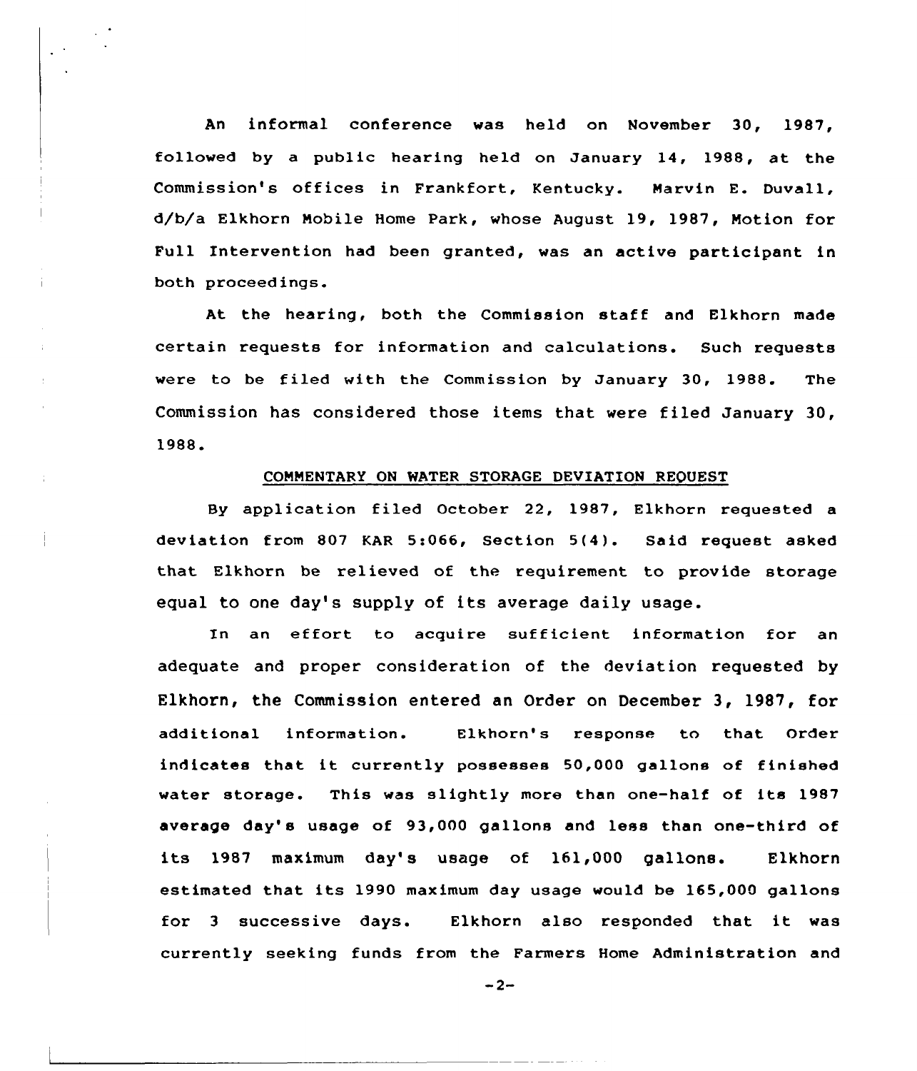An informal conference was held on November 30, 1987, followed by a public hearing held on January 14, 1988, at the Commission's offices in Frankfort, Kentucky. Marvin E. Duvall, d/b/a Elkhorn Mobile Home Park, whose August 19, 1987, Motion for Full Intervention had been granted, was an active participant in both proceedings.

At the hearing, both the Commission staff and Elkhorn made certain requests for information and calculations. Such requests were to be filed with the Commission by January 30, 1988. The Commission has considered those items that were filed January 30, 1988.

## COMMENTARY ON WATER STORAGE DEVIATION REQUEST

By application filed October 22, 1987, Elkhorn requested a deviation from 807 KAR 5:066, Section 5(4). Said request asked that Elkhorn be relieved of the requirement to provide storage equal to one day's supply of its average daily usage.

In an effort to acquire sufficient information for an adequate and proper consideration of the deviation requested by Elkhorn, the Commission entered an Order on December 3, 1987, for additional information. Elkhorn's response to that Order indicates that it currently possesses 50,000 gallons of finished water storage. This was slightly more than one-half of its 1987 average day's usage of 93,000 gallons and less than one-third of its 1987 maximum day's usage of 161,000 gallons. Elkhorn estimated that its 1990 maximum day usage would be 165,000 gallons for 3 successive days. Elkhorn also responded that it was currently seeking funds from the Farmers Home Administration and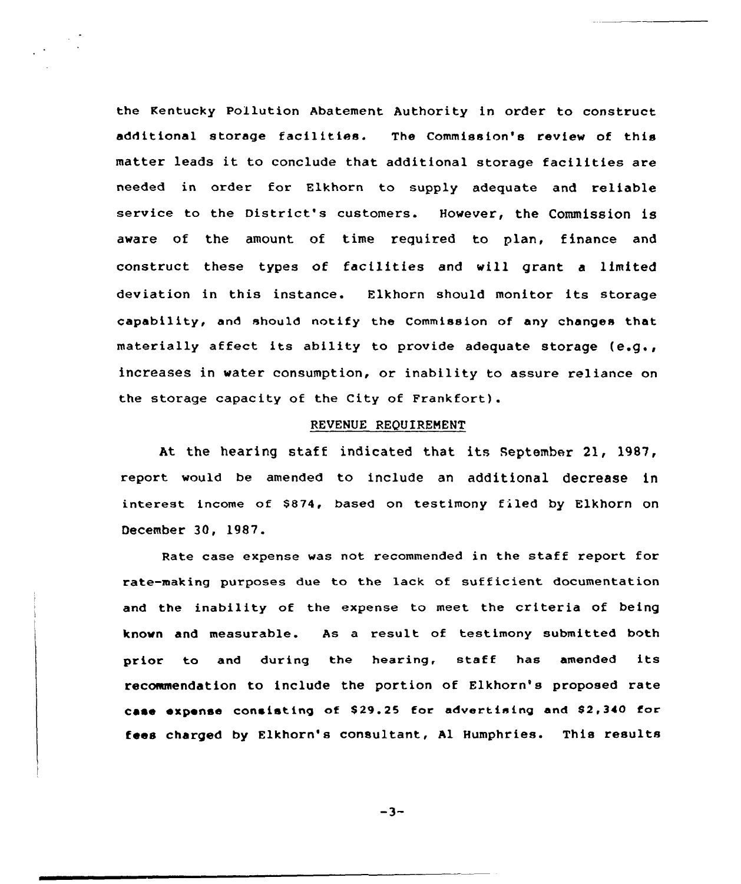the Kentucky Pollution Abatement Authority in order to construct additional storage facilities. The Commission's review of this matter leads it to conclude that additional storage facilities are needed in order for Elkhorn to supply adequate and reliable service to the District's customers. However, the Commission is aware of the amount of time required to plan, finance and construct these types of facilities and will grant a limited deviation in this instance. Elkhorn should monitor its storage capability, and should notify the Commission of any changes that materially affect its ability to provide adequate storage (e.g., increases in water consumption, or inability to assure reliance on the storage capacity of the City of Frankfort).

## REVENUE REQUIREMENT

At the hearing staff indicated that its September 21, 1987, report would be amended to include an additional decrease in interest income of $874, based on testimony filed by Elkhorn on December 30, 1987.

Rate case expense was not recommended in the staff report for rate-making purposes due to the lack of sufficient documentation and the inability of the expense to meet the criteria of being known and measurable. As a result of testimony submitted both prior to and during the hearing, staff has amended its recommendation to include the portion of Elkhorn's proposed rate case expense consisting of $29.25 for advertising and $2,340 for fees charged by Elkhorn's consultant, Al Humphries. This results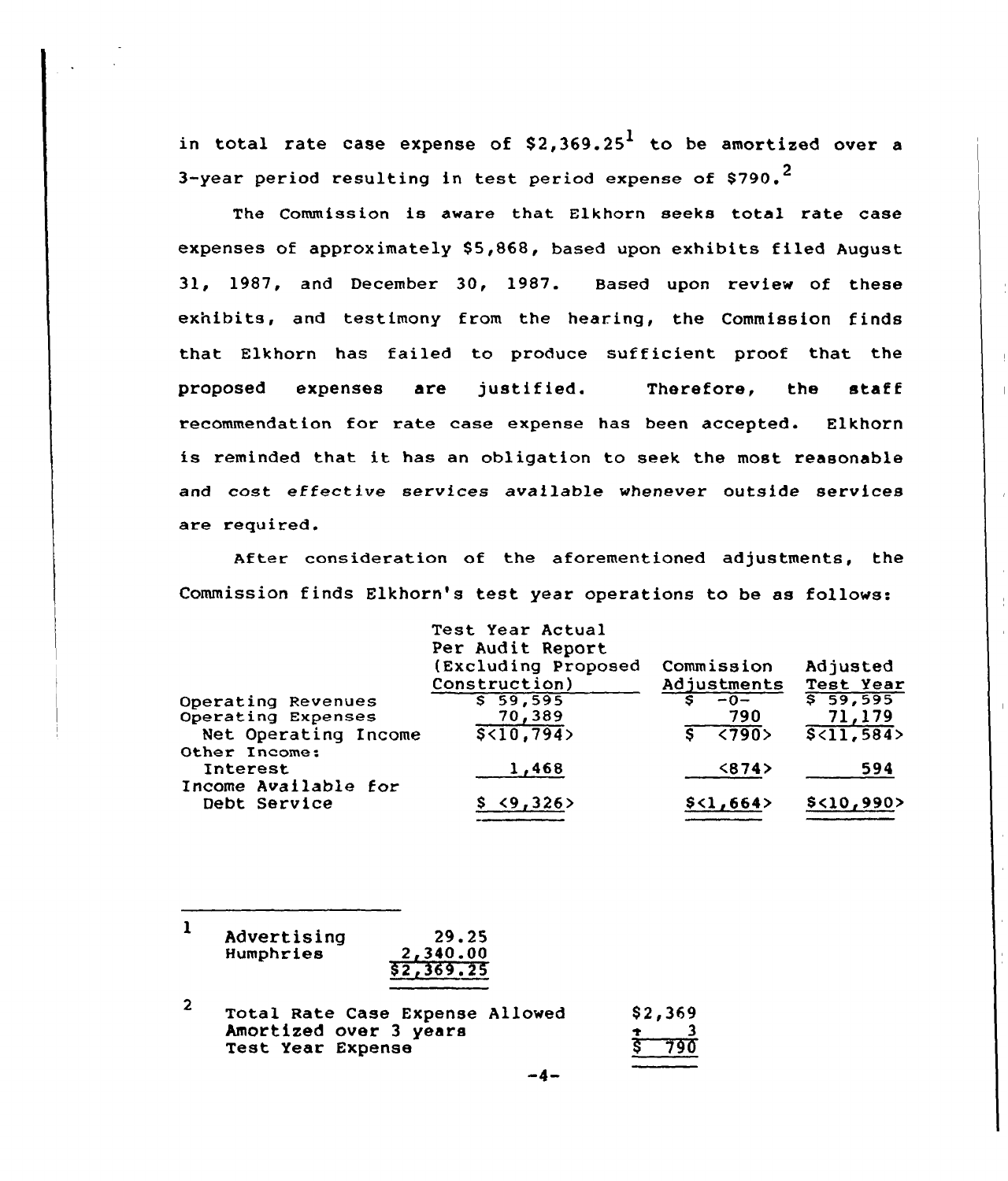in total rate case expense of $2,369.25[1] to be amortized over a 3-year period resulting in test period expense of $790.[2]

The Commission is aware that Elkhorn seeks total rate case expenses of approximately $5,868, based upon exhibits filed August 31, 1987, and December 30, 1987. Based upon review of these exhibits, and testimony from the hearing, the Commission finds that Elkhorn has failed to produce sufficient proof that the proposed expenses are justified. Therefore, the staff recommendation for rate case expense has been accepted. Elkhorn is reminded that it has an obligation to seek the most reasonable and cost effective services available whenever outside services are required.

After consideration of the aforementioned adjustments, the Commission finds Elkhorn's test year operations to be as follows:

| | Test Year Actual Per Audit Report (Excluding Proposed Construction) | Commission Adjustments | Adjusted Test Year |
|---|---|---|---|
| Operating Revenues | $ 59,595 | $ -0- | $ 59,595 |
| Operating Expenses | 70,389 | 790 | 71,179 |
| Net Operating Income | $<10,794> | $ <790> | $<11,584> |
| Other Income: | | | |
| Interest | 1,468 | <874> | 594 |
| Income Available for Debt Service | $ <9,326> | $<1,664> | $<10,990> |

---

[1]

| | |
|---|---|
| Advertising | 29.25 |
| Humphries | 2,340.00 |
| | $2,369.25 |

[2]

| | |
|---|---|
| Total Rate Case Expense Allowed | $2,369 |
| Amortized over 3 years | ÷ 3 |
| Test Year Expense | $ 790 |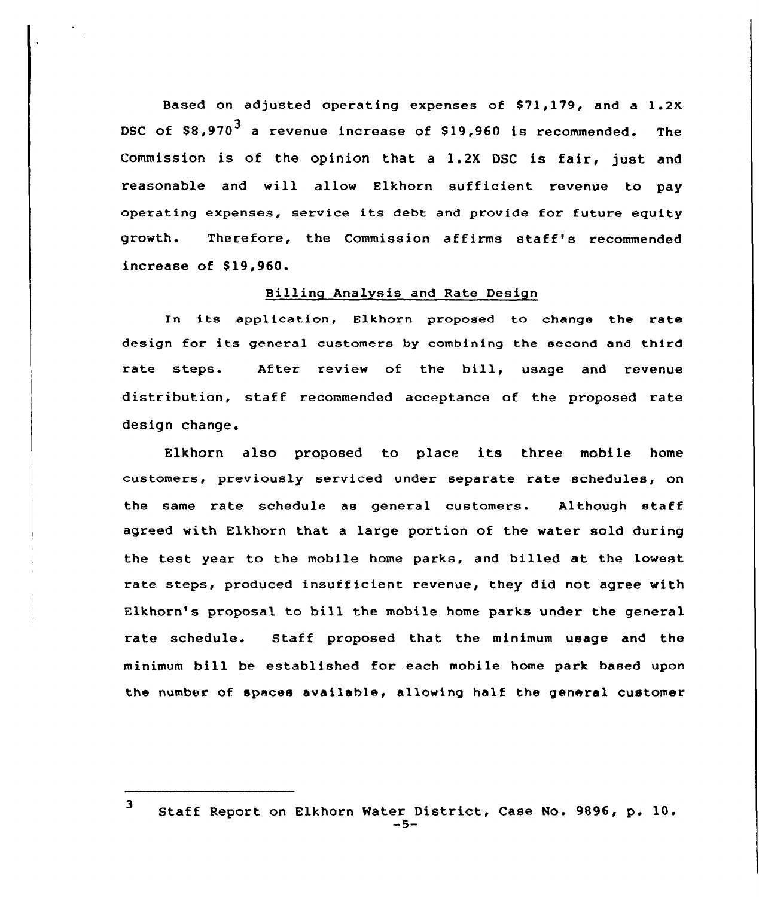Based on adjusted operating expenses of $71,179, and a 1.2X DSC of $8,970[3] a revenue increase of $19,960 is recommended. The Commission is of the opinion that a 1.2X DSC is fair, just and reasonable and will allow Elkhorn sufficient revenue to pay operating expenses, service its debt and provide for future equity growth. Therefore, the Commission affirms staff's recommended increase of $19,960.

## Billing Analysis and Rate Design

In its application, Elkhorn proposed to change the rate design for its general customers by combining the second and third rate steps. After review of the bill, usage and revenue distribution, staff recommended acceptance of the proposed rate design change.

Elkhorn also proposed to place its three mobile home customers, previously serviced under separate rate schedules, on the same rate schedule as general customers. Although staff agreed with Elkhorn that a large portion of the water sold during the test year to the mobile home parks, and billed at the lowest rate steps, produced insufficient revenue, they did not agree with Elkhorn's proposal to bill the mobile home parks under the general rate schedule. Staff proposed that the minimum usage and the minimum bill be established for each mobile home park based upon the number of spaces available, allowing half the general customer

---

[3] Staff Report on Elkhorn Water District, Case No. 9896, p. 10.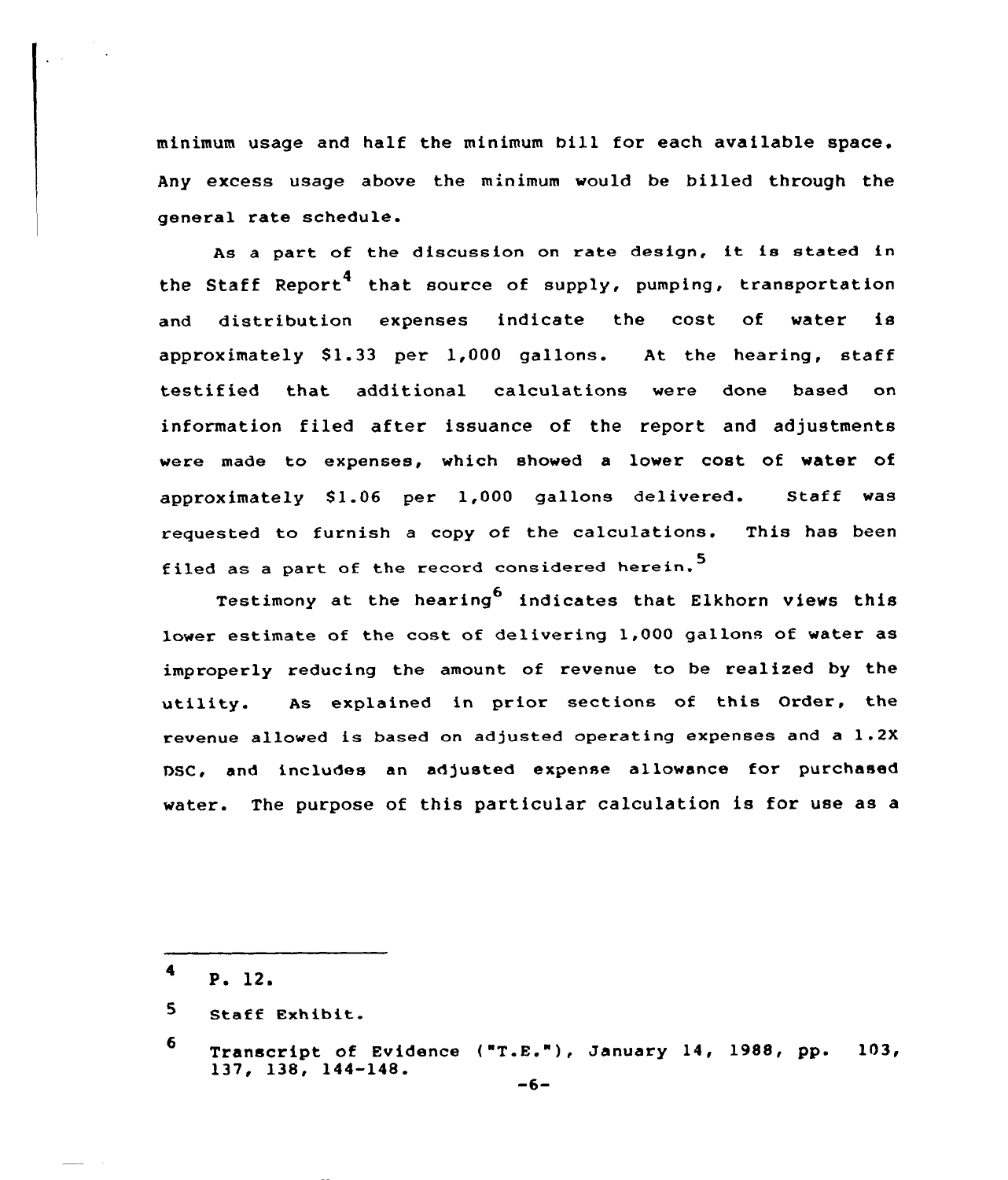minimum usage and half the minimum bill for each available space. Any excess usage above the minimum would be billed through the general rate schedule.

As a part of the discussion on rate design, it is stated in the Staff Report[4] that source of supply, pumping, transportation and distribution expenses indicate the cost of water is approximately $1.33 per 1,000 gallons. At the hearing, staff testified that additional calculations were done based on information filed after issuance of the report and adjustments were made to expenses, which showed a lower cost of water of approximately $1.06 per 1,000 gallons delivered. Staff was requested to furnish a copy of the calculations. This has been filed as a part of the record considered herein.[5]

Testimony at the hearing[6] indicates that Elkhorn views this lower estimate of the cost of delivering 1,000 gallons of water as improperly reducing the amount of revenue to be realized by the utility. As explained in prior sections of this Order, the revenue allowed is based on adjusted operating expenses and a 1.2X DSC, and includes an adjusted expense allowance for purchased water. The purpose of this particular calculation is for use as a

---

[4] P. 12.

[5] Staff Exhibit.

[6] Transcript of Evidence ("T.E."), January 14, 1988, pp. 103, 137, 138, 144-148.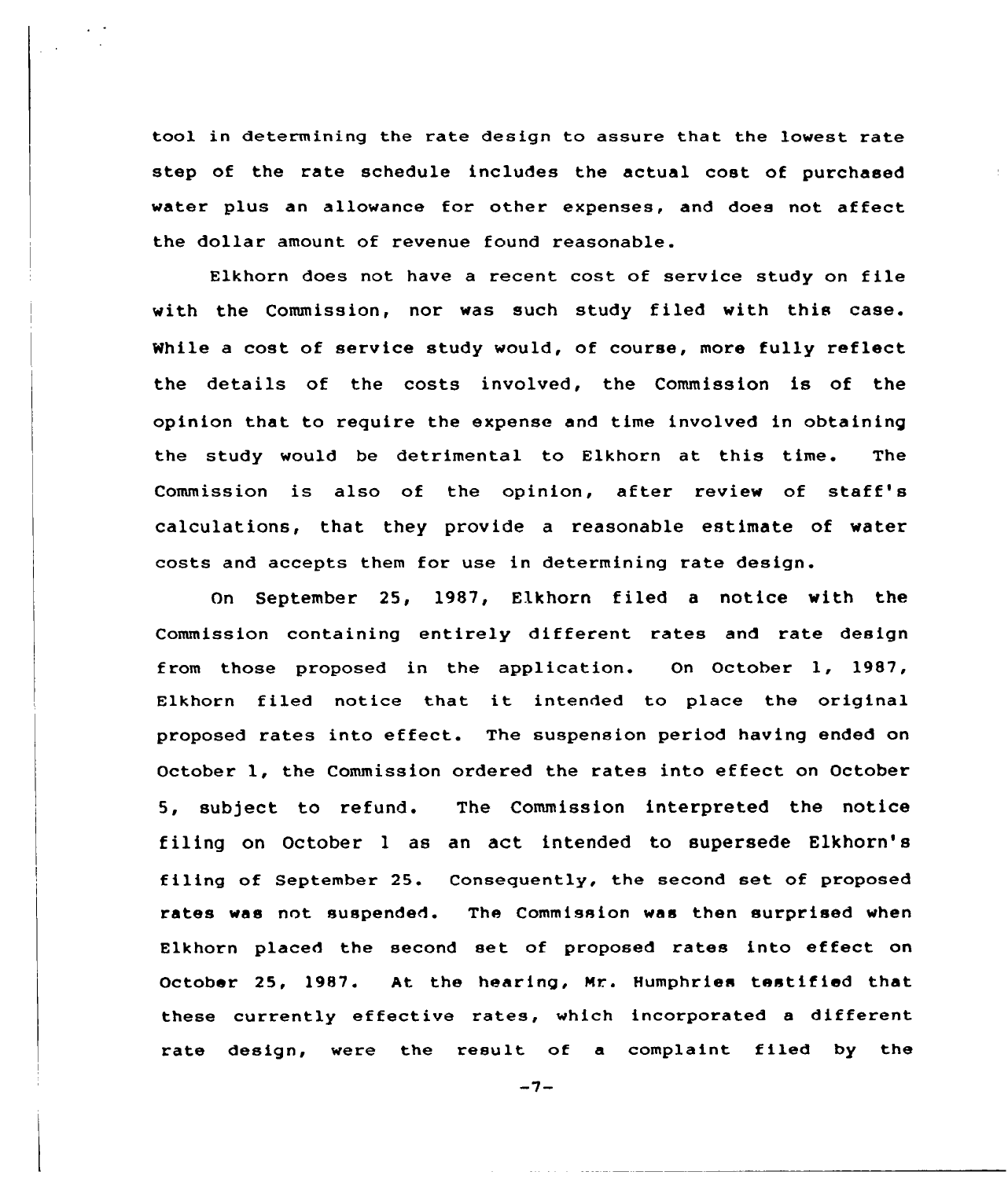tool in determining the rate design to assure that the lowest rate step of the rate schedule includes the actual cost of purchased water plus an allowance for other expenses, and does not affect the dollar amount of revenue found reasonable.

Elkhorn does not have a recent cost of service study on file with the Commission, nor was such study filed with this case. While a cost of service study would, of course, more fully reflect the details of the costs involved, the Commission is of the opinion that to require the expense and time involved in obtaining the study would be detrimental to Elkhorn at this time. The Commission is also of the opinion, after review of staff's calculations, that they provide a reasonable estimate of water costs and accepts them for use in determining rate design.

On September 25, 1987, Elkhorn filed a notice with the Commission containing entirely different rates and rate design from those proposed in the application. On October 1, 1987, Elkhorn filed notice that it intended to place the original proposed rates into effect. The suspension period having ended on October 1, the Commission ordered the rates into effect on October 5, subject to refund. The Commission interpreted the notice filing on October 1 as an act intended to supersede Elkhorn's filing of September 25. Consequently, the second set of proposed rates was not suspended. The Commission was then surprised when Elkhorn placed the second set of proposed rates into effect on October 25, 1987. At the hearing, Mr. Humphries testified that these currently effective rates, which incorporated a different rate design, were the result of a complaint filed by the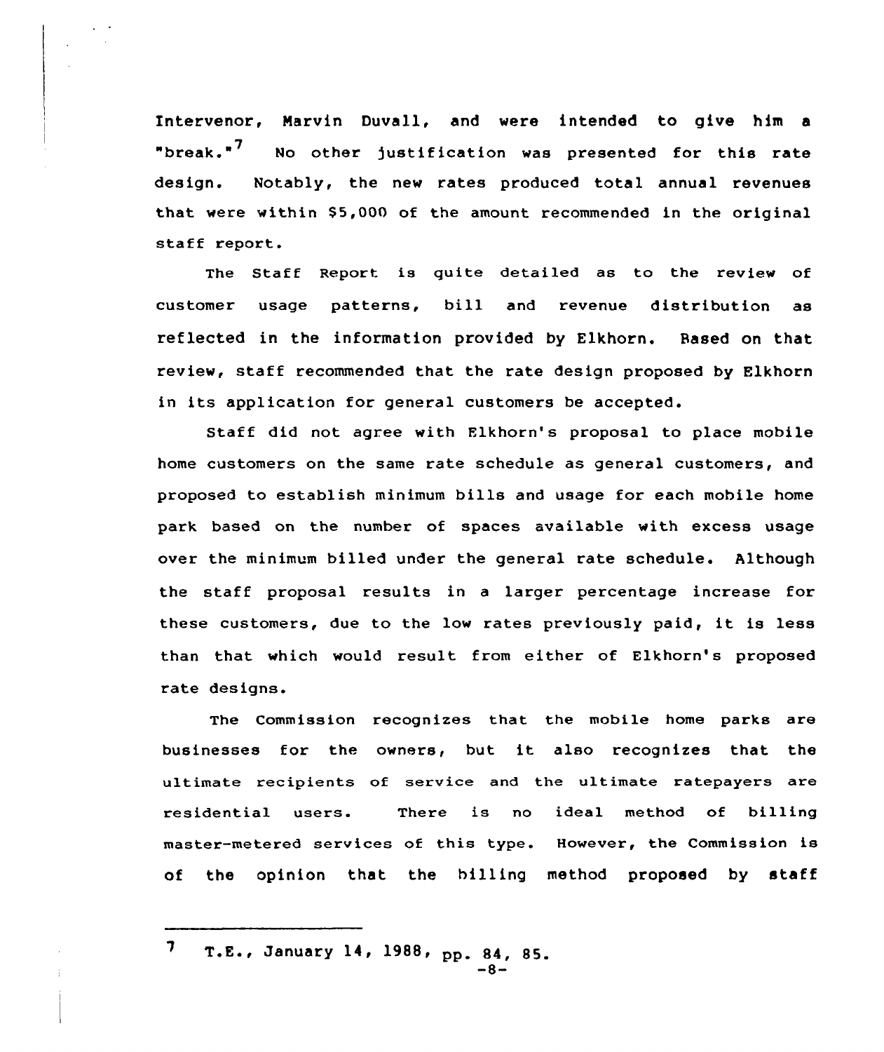Intervenor, Marvin Duvall, and were intended to give him a "break."[7] No other justification was presented for this rate design. Notably, the new rates produced total annual revenues that were within $5,000 of the amount recommended in the original staff report.

The Staff Report is quite detailed as to the review of customer usage patterns, bill and revenue distribution as reflected in the information provided by Elkhorn. Based on that review, staff recommended that the rate design proposed by Elkhorn in its application for general customers be accepted.

Staff did not agree with Elkhorn's proposal to place mobile home customers on the same rate schedule as general customers, and proposed to establish minimum bills and usage for each mobile home park based on the number of spaces available with excess usage over the minimum billed under the general rate schedule. Although the staff proposal results in a larger percentage increase for these customers, due to the low rates previously paid, it is less than that which would result from either of Elkhorn's proposed rate designs.

The Commission recognizes that the mobile home parks are businesses for the owners, but it also recognizes that the ultimate recipients of service and the ultimate ratepayers are residential users. There is no ideal method of billing master-metered services of this type. However, the Commission is of the opinion that the billing method proposed by staff

---

[7] T.E., January 14, 1988, pp. 84, 85.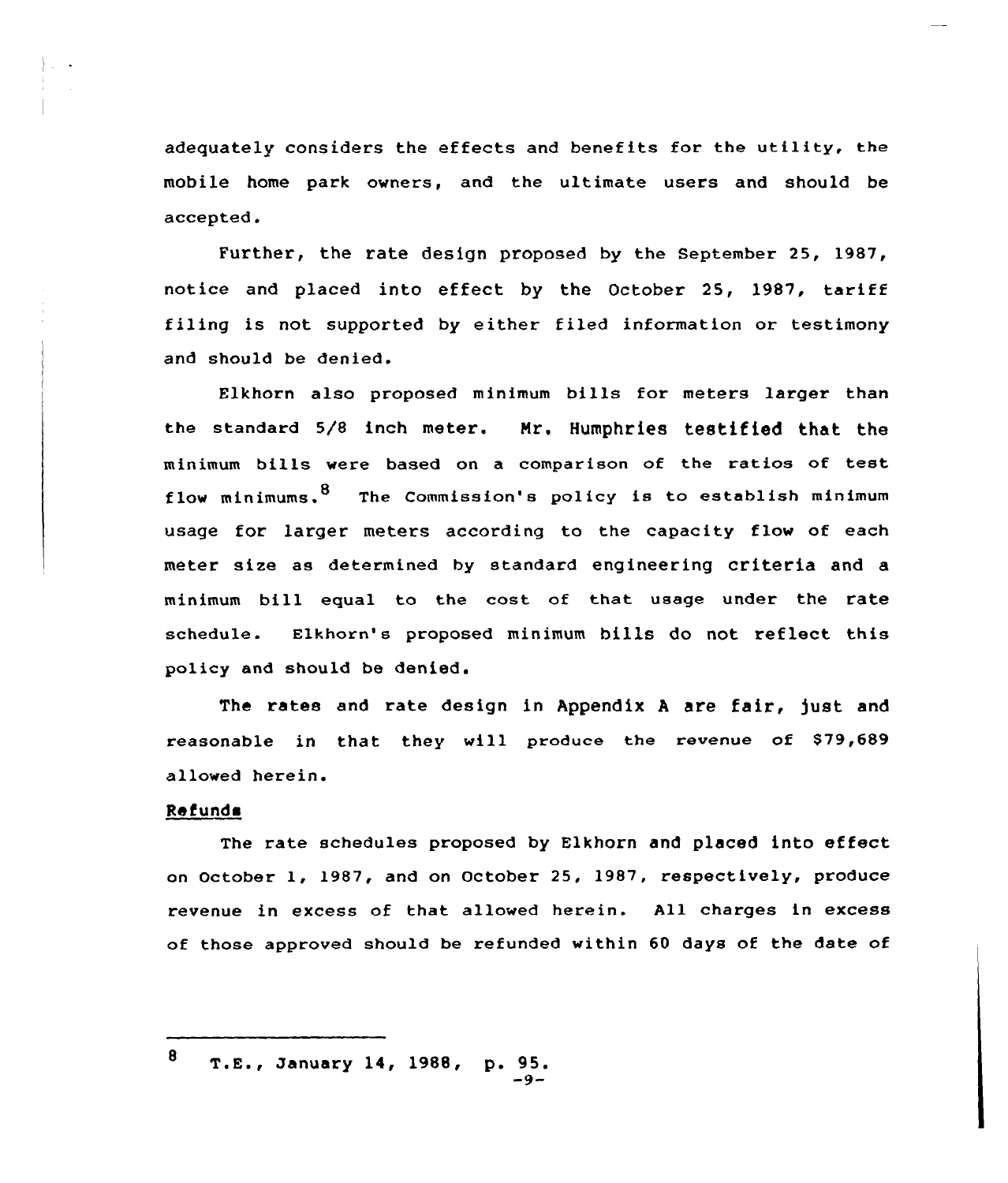adequately considers the effects and benefits for the utility, the mobile home park owners, and the ultimate users and should be accepted.

Further, the rate design proposed by the September 25, 1987, notice and placed into effect by the October 25, 1987, tariff filing is not supported by either filed information or testimony and should be denied.

Elkhorn also proposed minimum bills for meters larger than the standard 5/8 inch meter. Mr. Humphries testified that the minimum bills were based on a comparison of the ratios of test flow minimums.[8] The Commission's policy is to establish minimum usage for larger meters according to the capacity flow of each meter size as determined by standard engineering criteria and a minimum bill equal to the cost of that usage under the rate schedule. Elkhorn's proposed minimum bills do not reflect this policy and should be denied.

The rates and rate design in Appendix A are fair, just and reasonable in that they will produce the revenue of $79,689 allowed herein.

**Refunds**

The rate schedules proposed by Elkhorn and placed into effect on October 1, 1987, and on October 25, 1987, respectively, produce revenue in excess of that allowed herein. All charges in excess of those approved should be refunded within 60 days of the date of

---

[8] T.E., January 14, 1988, p. 95.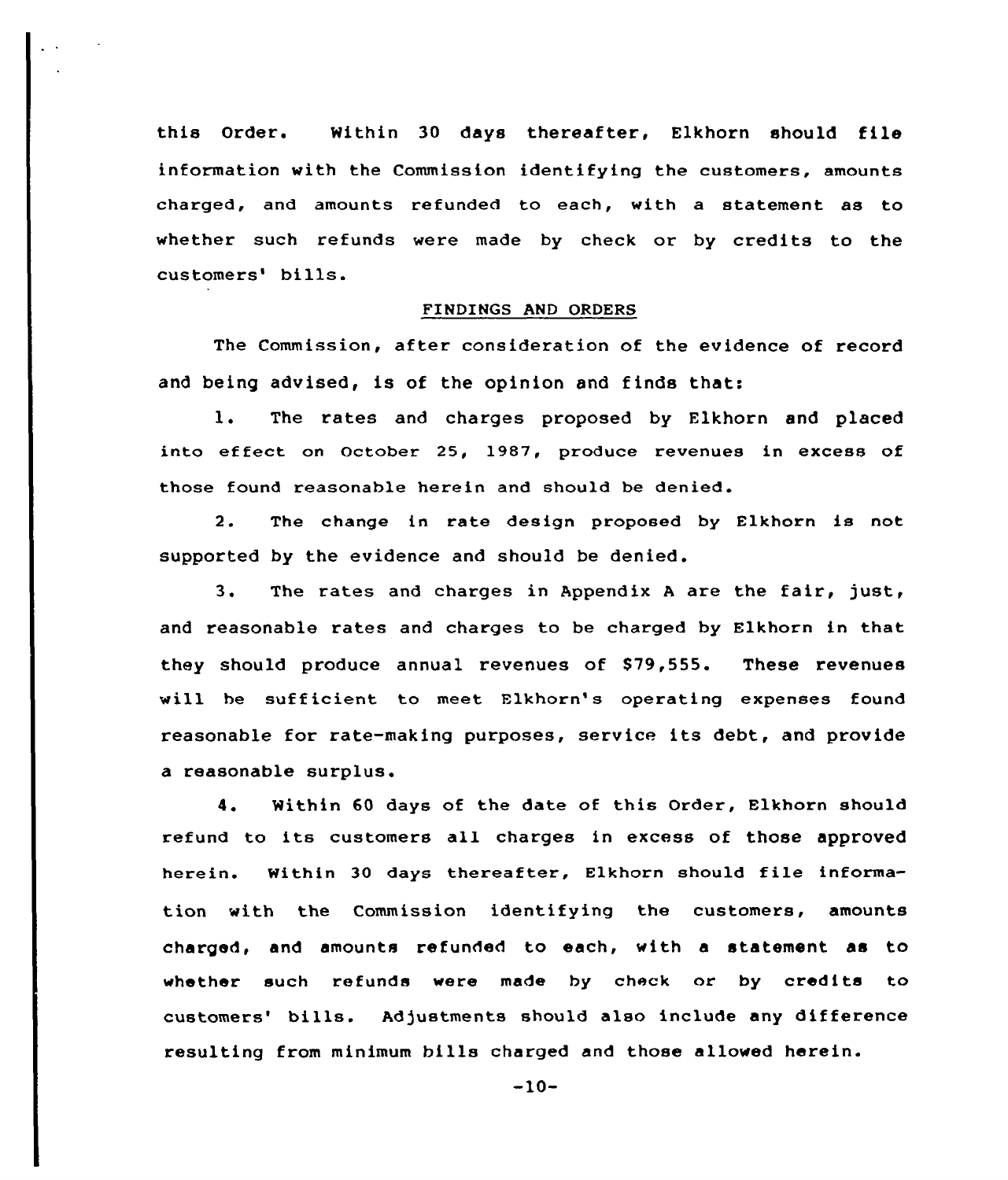this Order. Within 30 days thereafter, Elkhorn should file information with the Commission identifying the customers, amounts charged, and amounts refunded to each, with a statement as to whether such refunds were made by check or by credits to the customers' bills.

## FINDINGS AND ORDERS

The Commission, after consideration of the evidence of record and being advised, is of the opinion and finds that:

1. The rates and charges proposed by Elkhorn and placed into effect on October 25, 1987, produce revenues in excess of those found reasonable herein and should be denied.

2. The change in rate design proposed by Elkhorn is not supported by the evidence and should be denied.

3. The rates and charges in Appendix A are the fair, just, and reasonable rates and charges to be charged by Elkhorn in that they should produce annual revenues of $79,555. These revenues will be sufficient to meet Elkhorn's operating expenses found reasonable for rate-making purposes, service its debt, and provide a reasonable surplus.

4. Within 60 days of the date of this Order, Elkhorn should refund to its customers all charges in excess of those approved herein. Within 30 days thereafter, Elkhorn should file information with the Commission identifying the customers, amounts charged, and amounts refunded to each, with a statement as to whether such refunds were made by check or by credits to customers' bills. Adjustments should also include any difference resulting from minimum bills charged and those allowed herein.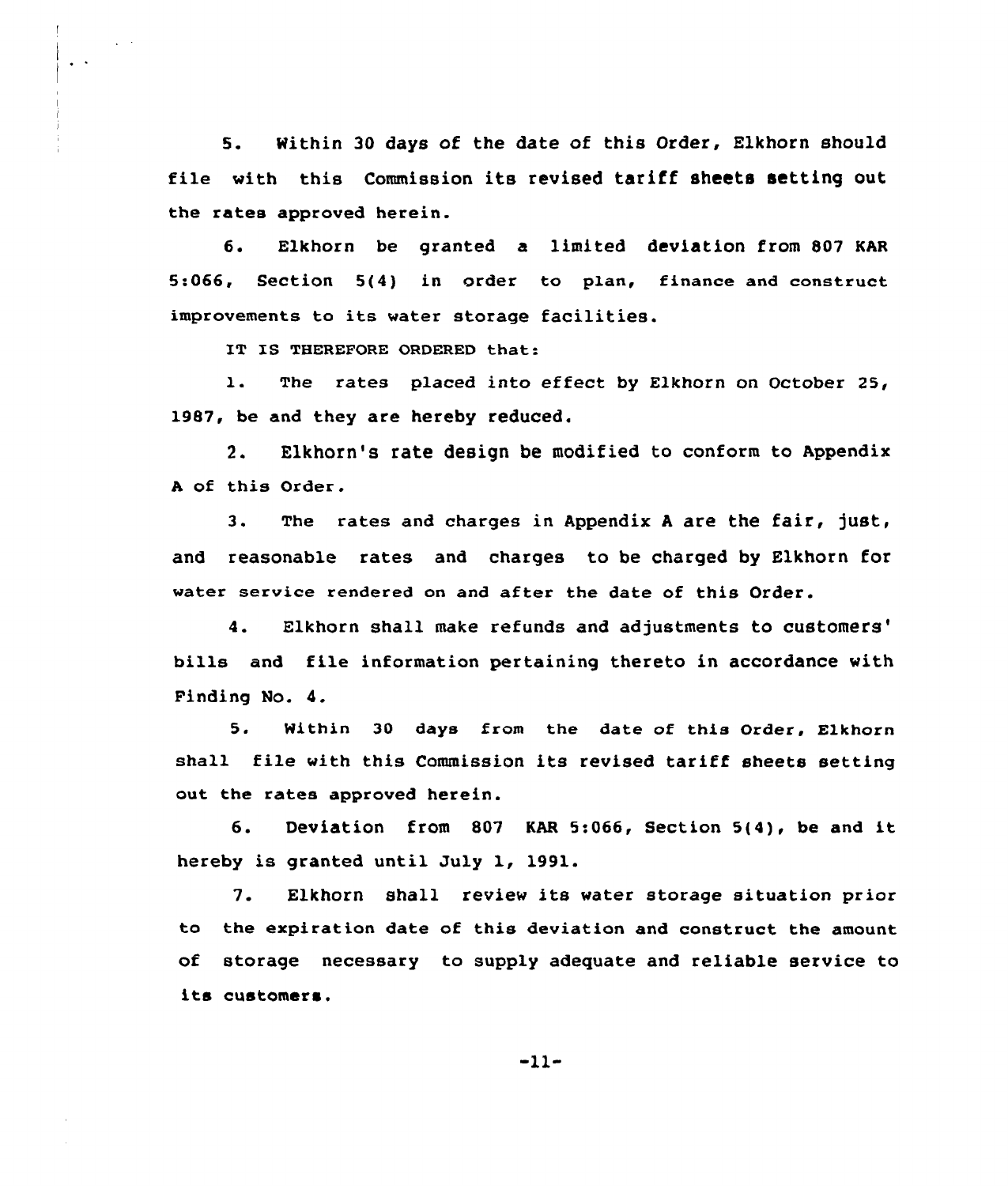5. Within 30 days of the date of this Order, Elkhorn should file with this Commission its revised tariff sheets setting out the rates approved herein.

6. Elkhorn be granted a limited deviation from 807 KAR 5:066, Section 5(4) in order to plan, finance and construct improvements to its water storage facilities.

IT IS THEREFORE ORDERED that:

1. The rates placed into effect by Elkhorn on October 25, 1987, be and they are hereby reduced.

2. Elkhorn's rate design be modified to conform to Appendix A of this Order.

3. The rates and charges in Appendix A are the fair, just, and reasonable rates and charges to be charged by Elkhorn for water service rendered on and after the date of this Order.

4. Elkhorn shall make refunds and adjustments to customers' bills and file information pertaining thereto in accordance with Finding No. 4.

5. Within 30 days from the date of this Order, Elkhorn shall file with this Commission its revised tariff sheets setting out the rates approved herein.

6. Deviation from 807 KAR 5:066, Section 5(4), be and it hereby is granted until July 1, 1991.

7. Elkhorn shall review its water storage situation prior to the expiration date of this deviation and construct the amount of storage necessary to supply adequate and reliable service to its customers.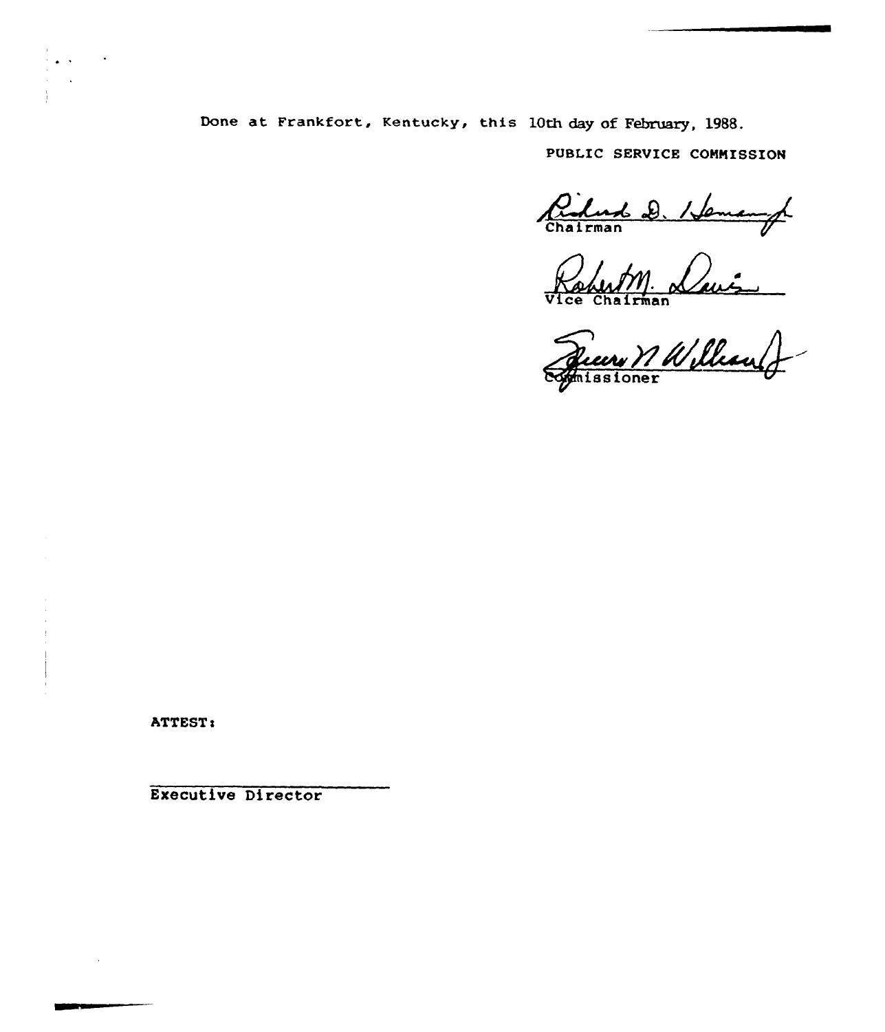Done at Frankfort, Kentucky, this 10th day of February, 1988.

PUBLIC SERVICE COMMISSION

Chairman

Vice Chairman

Commissioner

ATTEST:

Executive Director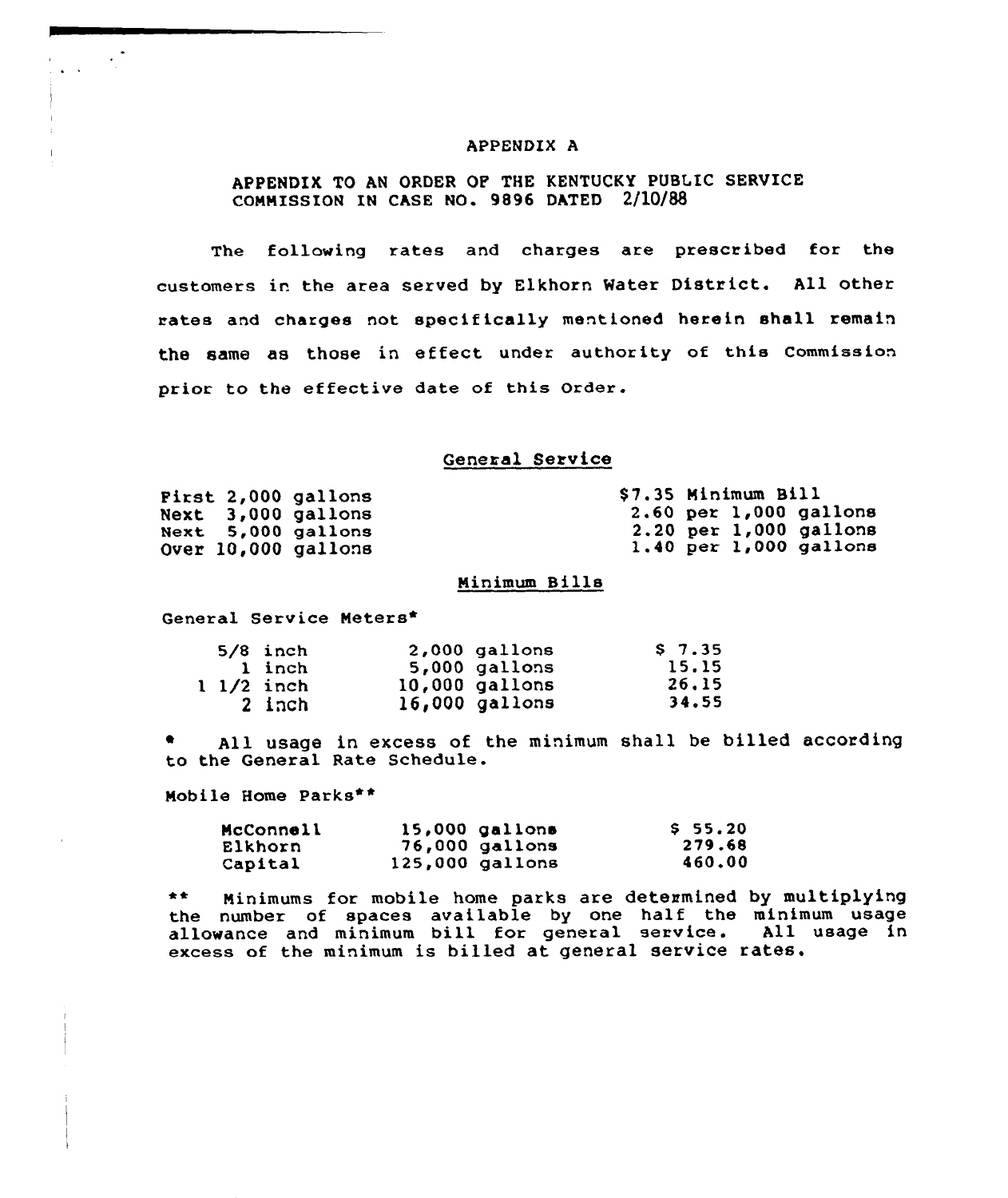# APPENDIX A

## APPENDIX TO AN ORDER OF THE KENTUCKY PUBLIC SERVICE COMMISSION IN CASE NO. 9896 DATED 2/10/88

The following rates and charges are prescribed for the customers in the area served by Elkhorn Water District. All other rates and charges not specifically mentioned herein shall remain the same as those in effect under authority of this Commission prior to the effective date of this Order.

### General Service

| | |
|---|---|
| First 2,000 gallons | $7.35 Minimum Bill |
| Next 3,000 gallons | 2.60 per 1,000 gallons |
| Next 5,000 gallons | 2.20 per 1,000 gallons |
| Over 10,000 gallons | 1.40 per 1,000 gallons |

### Minimum Bills

General Service Meters*

| | | |
|---|---|---|
| 5/8 inch | 2,000 gallons | $ 7.35 |
| 1 inch | 5,000 gallons | 15.15 |
| 1 1/2 inch | 10,000 gallons | 26.15 |
| 2 inch | 16,000 gallons | 34.55 |

* All usage in excess of the minimum shall be billed according to the General Rate Schedule.

Mobile Home Parks**

| | | |
|---|---|---|
| McConnell | 15,000 gallons | $ 55.20 |
| Elkhorn | 76,000 gallons | 279.68 |
| Capital | 125,000 gallons | 460.00 |

** Minimums for mobile home parks are determined by multiplying the number of spaces available by one half the minimum usage allowance and minimum bill for general service. All usage in excess of the minimum is billed at general service rates.